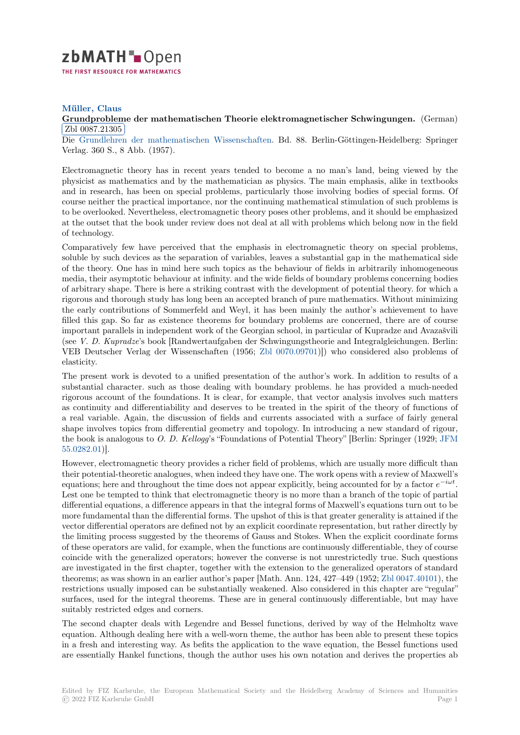**Müller, Claus**

**Grundprobleme der mathematischen Theorie elektromagnetischer Schwingungen.** (German) Zbl 0087.21305

Die Grundlehren der mathematischen Wissenschaften. Bd. 88. Berlin-Göttingen-Heidelberg: Springer Verlag. 360 S., 8 Abb. (1957).

Electromagnetic theory has in recent years tended to become a no man's land, being viewed by the physicist as mathematics and by the mathematician as physics. The main emphasis, alike in textbooks and in research, has been on special problems, particularly those involving bodies of special forms. Of course neither the practical importance, nor the continuing mathematical stimulation of such problems is to be overlooked. Nevertheless, electromagnetic theory poses other problems, and it should be emphasized at the outset that the book under review does not deal at all with problems which belong now in the field of technology.

Comparatively few have perceived that the emphasis in electromagnetic theory on special problems, soluble by such devices as the separation of variables, leaves a substantial gap in the mathematical side of the theory. One has in mind here such topics as the behaviour of fields in arbitrarily inhomogeneous media, their asymptotic behaviour at infinity. and the wide fields of boundary problems concerning bodies of arbitrary shape. There is here a striking contrast with the development of potential theory. for which a rigorous and thorough study has long been an accepted branch of pure mathematics. Without minimizing the early contributions of Sommerfeld and Weyl, it has been mainly the author's achievement to have filled this gap. So far as existence theorems for boundary problems are concerned, there are of course important parallels in independent work of the Georgian school, in particular of Kupradze and Avazašvili (see *V. D. Kupradze*'s book [Randwertaufgaben der Schwingungstheorie and Integralgleichungen. Berlin: VEB Deutscher Verlag der Wissenschaften (1956; Zbl 0070.09701)]) who considered also problems of elasticity.

The present work is devoted to a unified presentation of the author's work. In addition to results of a substantial character. such as those dealing with boundary problems. he has provided a much-needed rigorous account of the foundations. It is clear, for example, that vector analysis involves such matters as continuity and differentiability and deserves to be treated in the spirit of the theory of functions of a real variable. Again, the discussion of fields and currents associated with a surface of fairly general shape involves topics from differential geometry and topology. In introducing a new standard of rigour, the book is analogous to *O. D. Kellogg*'s "Foundations of Potential Theory" [Berlin: Springer (1929; JFM 55.0282.01)].

However, electromagnetic theory provides a richer field of problems, which are usually more difficult than their potential-theoretic analogues, when indeed they have one. The work opens with a review of Maxwell's equations; here and throughout the time does not appear explicitly, being accounted for by a factor $e^{-i\omega t}$. Lest one be tempted to think that electromagnetic theory is no more than a branch of the topic of partial differential equations, a difference appears in that the integral forms of Maxwell's equations turn out to be more fundamental than the differential forms. The upshot of this is that greater generality is attained if the vector differential operators are defined not by an explicit coordinate representation, but rather directly by the limiting process suggested by the theorems of Gauss and Stokes. When the explicit coordinate forms of these operators are valid, for example, when the functions are continuously differentiable, they of course coincide with the generalized operators; however the converse is not unrestrictedly true. Such questions are investigated in the first chapter, together with the extension to the generalized operators of standard theorems; as was shown in an earlier author's paper [Math. Ann. 124, 427–449 (1952; Zbl 0047.40101), the restrictions usually imposed can be substantially weakened. Also considered in this chapter are "regular" surfaces, used for the integral theorems. These are in general continuously differentiable, but may have suitably restricted edges and corners.

The second chapter deals with Legendre and Bessel functions, derived by way of the Helmholtz wave equation. Although dealing here with a well-worn theme, the author has been able to present these topics in a fresh and interesting way. As befits the application to the wave equation, the Bessel functions used are essentially Hankel functions, though the author uses his own notation and derives the properties ab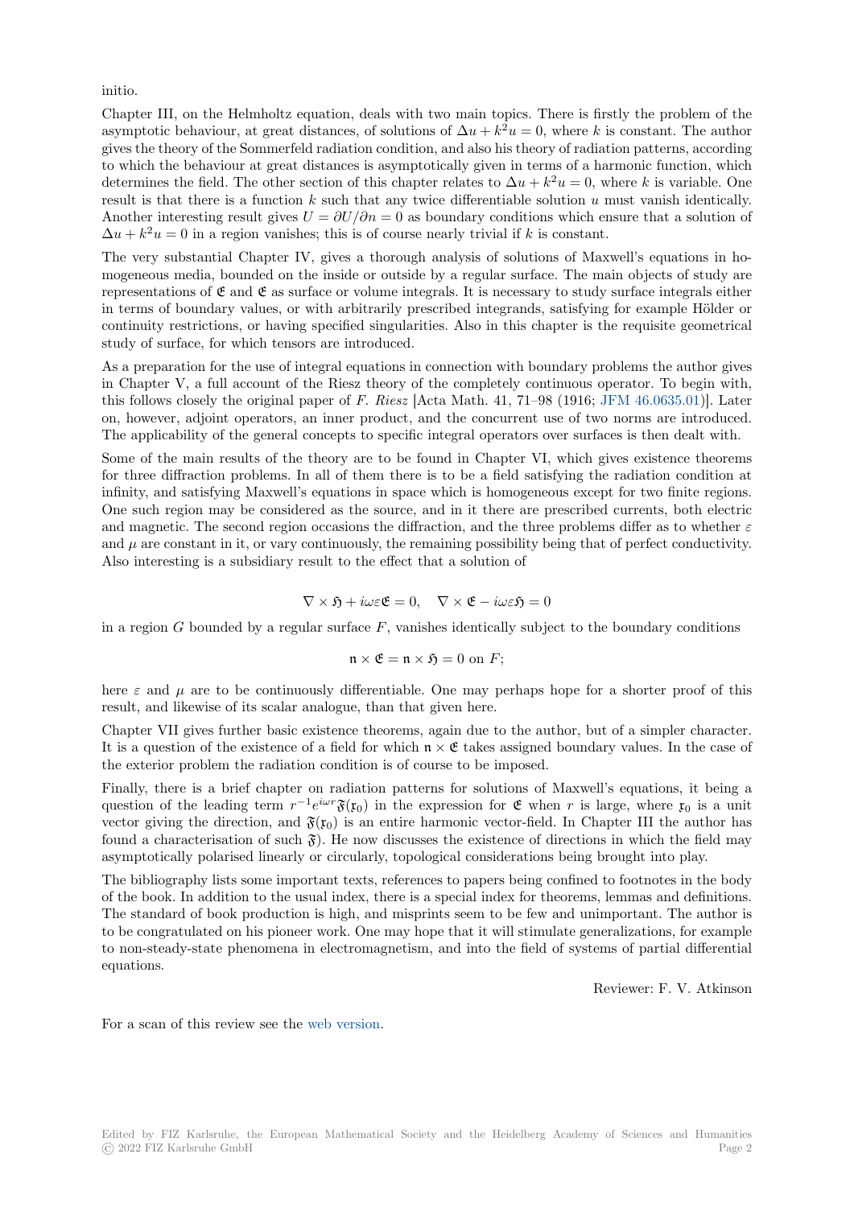initio.

Chapter III, on the Helmholtz equation, deals with two main topics. There is firstly the problem of the asymptotic behaviour, at great distances, of solutions of $\Delta u + k^2 u = 0$, where $k$ is constant. The author gives the theory of the Sommerfeld radiation condition, and also his theory of radiation patterns, according to which the behaviour at great distances is asymptotically given in terms of a harmonic function, which determines the field. The other section of this chapter relates to $\Delta u + k^2 u = 0$, where $k$ is variable. One result is that there is a function $k$ such that any twice differentiable solution $u$ must vanish identically. Another interesting result gives $U = \partial U/\partial n = 0$ as boundary conditions which ensure that a solution of $\Delta u + k^2 u = 0$ in a region vanishes; this is of course nearly trivial if $k$ is constant.

The very substantial Chapter IV, gives a thorough analysis of solutions of Maxwell's equations in homogeneous media, bounded on the inside or outside by a regular surface. The main objects of study are representations of $\mathfrak{E}$ and $\mathfrak{E}$ as surface or volume integrals. It is necessary to study surface integrals either in terms of boundary values, or with arbitrarily prescribed integrands, satisfying for example Hölder or continuity restrictions, or having specified singularities. Also in this chapter is the requisite geometrical study of surface, for which tensors are introduced.

As a preparation for the use of integral equations in connection with boundary problems the author gives in Chapter V, a full account of the Riesz theory of the completely continuous operator. To begin with, this follows closely the original paper of *F. Riesz* [Acta Math. 41, 71–98 (1916; JFM 46.0635.01)]. Later on, however, adjoint operators, an inner product, and the concurrent use of two norms are introduced. The applicability of the general concepts to specific integral operators over surfaces is then dealt with.

Some of the main results of the theory are to be found in Chapter VI, which gives existence theorems for three diffraction problems. In all of them there is to be a field satisfying the radiation condition at infinity, and satisfying Maxwell's equations in space which is homogeneous except for two finite regions. One such region may be considered as the source, and in it there are prescribed currents, both electric and magnetic. The second region occasions the diffraction, and the three problems differ as to whether $\varepsilon$ and $\mu$ are constant in it, or vary continuously, the remaining possibility being that of perfect conductivity. Also interesting is a subsidiary result to the effect that a solution of

$$\nabla \times \mathfrak{H} + i\omega\varepsilon\mathfrak{E} = 0, \quad \nabla \times \mathfrak{E} - i\omega\varepsilon\mathfrak{H} = 0$$

in a region $G$ bounded by a regular surface $F$, vanishes identically subject to the boundary conditions

$$\mathfrak{n} \times \mathfrak{E} = \mathfrak{n} \times \mathfrak{H} = 0 \text{ on } F;$$

here $\varepsilon$ and $\mu$ are to be continuously differentiable. One may perhaps hope for a shorter proof of this result, and likewise of its scalar analogue, than that given here.

Chapter VII gives further basic existence theorems, again due to the author, but of a simpler character. It is a question of the existence of a field for which $\mathfrak{n} \times \mathfrak{E}$ takes assigned boundary values. In the case of the exterior problem the radiation condition is of course to be imposed.

Finally, there is a brief chapter on radiation patterns for solutions of Maxwell's equations, it being a question of the leading term $r^{-1}e^{i\omega r}\mathfrak{F}(\mathfrak{x}_0)$ in the expression for $\mathfrak{E}$ when $r$ is large, where $\mathfrak{x}_0$ is a unit vector giving the direction, and $\mathfrak{F}(\mathfrak{x}_0)$ is an entire harmonic vector-field. In Chapter III the author has found a characterisation of such $\mathfrak{F}$). He now discusses the existence of directions in which the field may asymptotically polarised linearly or circularly, topological considerations being brought into play.

The bibliography lists some important texts, references to papers being confined to footnotes in the body of the book. In addition to the usual index, there is a special index for theorems, lemmas and definitions. The standard of book production is high, and misprints seem to be few and unimportant. The author is to be congratulated on his pioneer work. One may hope that it will stimulate generalizations, for example to non-steady-state phenomena in electromagnetism, and into the field of systems of partial differential equations.

Reviewer: F. V. Atkinson

For a scan of this review see the web version.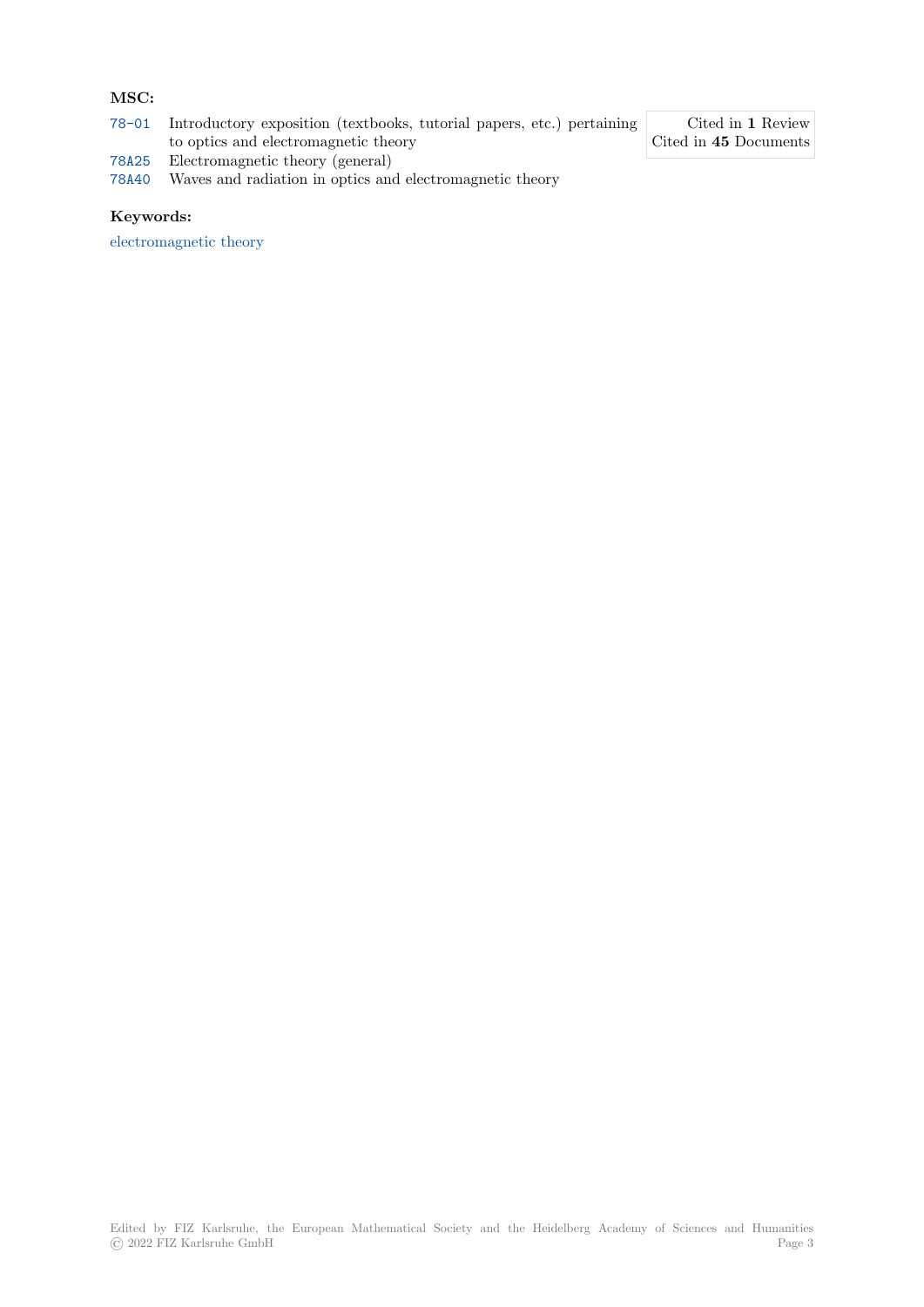**MSC:**

78-01 Introductory exposition (textbooks, tutorial papers, etc.) pertaining to optics and electromagnetic theory

78A25 Electromagnetic theory (general)

78A40 Waves and radiation in optics and electromagnetic theory

Cited in **1** Review
Cited in **45** Documents

**Keywords:**

electromagnetic theory